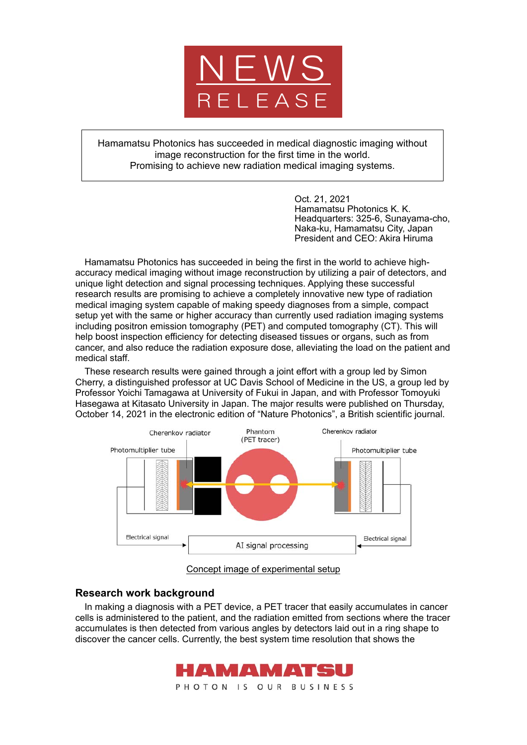# NEWS RELEASE

Hamamatsu Photonics has succeeded in medical diagnostic imaging without image reconstruction for the first time in the world.
Promising to achieve new radiation medical imaging systems.

Oct. 21, 2021
Hamamatsu Photonics K. K.
Headquarters: 325-6, Sunayama-cho,
Naka-ku, Hamamatsu City, Japan
President and CEO: Akira Hiruma

Hamamatsu Photonics has succeeded in being the first in the world to achieve high-accuracy medical imaging without image reconstruction by utilizing a pair of detectors, and unique light detection and signal processing techniques. Applying these successful research results are promising to achieve a completely innovative new type of radiation medical imaging system capable of making speedy diagnoses from a simple, compact setup yet with the same or higher accuracy than currently used radiation imaging systems including positron emission tomography (PET) and computed tomography (CT). This will help boost inspection efficiency for detecting diseased tissues or organs, such as from cancer, and also reduce the radiation exposure dose, alleviating the load on the patient and medical staff.

These research results were gained through a joint effort with a group led by Simon Cherry, a distinguished professor at UC Davis School of Medicine in the US, a group led by Professor Yoichi Tamagawa at University of Fukui in Japan, and with Professor Tomoyuki Hasegawa at Kitasato University in Japan. The major results were published on Thursday, October 14, 2021 in the electronic edition of “Nature Photonics”, a British scientific journal.

Cherenkov radiator
Phantom
(PET tracer)
Cherenkov radiator
Photomultiplier tube
Photomultiplier tube
Electrical signal
AI signal processing
Electrical signal

Concept image of experimental setup

## Research work background

In making a diagnosis with a PET device, a PET tracer that easily accumulates in cancer cells is administered to the patient, and the radiation emitted from sections where the tracer accumulates is then detected from various angles by detectors laid out in a ring shape to discover the cancer cells. Currently, the best system time resolution that shows the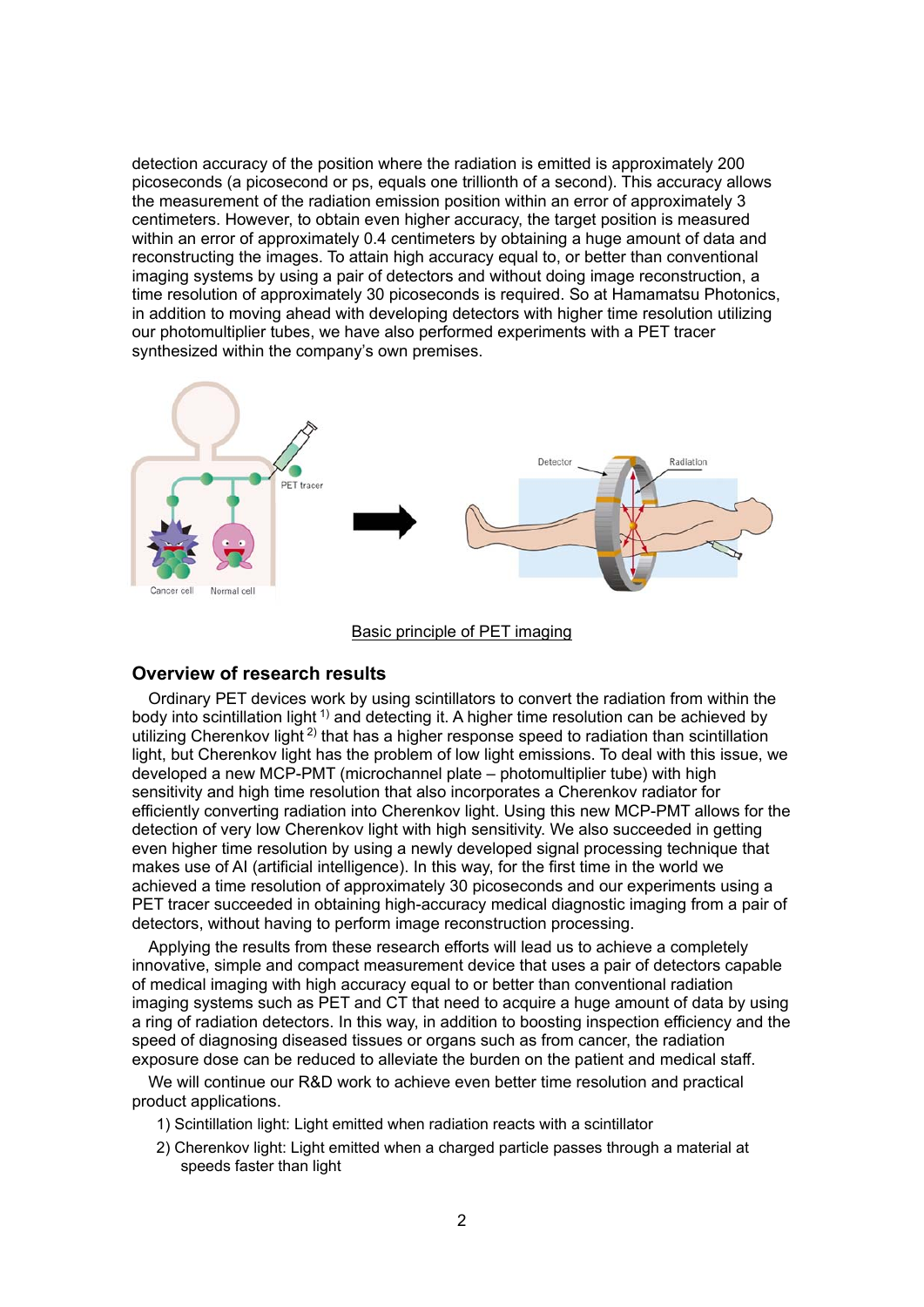detection accuracy of the position where the radiation is emitted is approximately 200 picoseconds (a picosecond or ps, equals one trillionth of a second). This accuracy allows the measurement of the radiation emission position within an error of approximately 3 centimeters. However, to obtain even higher accuracy, the target position is measured within an error of approximately 0.4 centimeters by obtaining a huge amount of data and reconstructing the images. To attain high accuracy equal to, or better than conventional imaging systems by using a pair of detectors and without doing image reconstruction, a time resolution of approximately 30 picoseconds is required. So at Hamamatsu Photonics, in addition to moving ahead with developing detectors with higher time resolution utilizing our photomultiplier tubes, we have also performed experiments with a PET tracer synthesized within the company's own premises.

PET tracer

Cancer cell

Normal cell

Detector

Radiation

Basic principle of PET imaging

## Overview of research results

Ordinary PET devices work by using scintillators to convert the radiation from within the body into scintillation light [1] and detecting it. A higher time resolution can be achieved by utilizing Cherenkov light [2] that has a higher response speed to radiation than scintillation light, but Cherenkov light has the problem of low light emissions. To deal with this issue, we developed a new MCP-PMT (microchannel plate – photomultiplier tube) with high sensitivity and high time resolution that also incorporates a Cherenkov radiator for efficiently converting radiation into Cherenkov light. Using this new MCP-PMT allows for the detection of very low Cherenkov light with high sensitivity. We also succeeded in getting even higher time resolution by using a newly developed signal processing technique that makes use of AI (artificial intelligence). In this way, for the first time in the world we achieved a time resolution of approximately 30 picoseconds and our experiments using a PET tracer succeeded in obtaining high-accuracy medical diagnostic imaging from a pair of detectors, without having to perform image reconstruction processing.

Applying the results from these research efforts will lead us to achieve a completely innovative, simple and compact measurement device that uses a pair of detectors capable of medical imaging with high accuracy equal to or better than conventional radiation imaging systems such as PET and CT that need to acquire a huge amount of data by using a ring of radiation detectors. In this way, in addition to boosting inspection efficiency and the speed of diagnosing diseased tissues or organs such as from cancer, the radiation exposure dose can be reduced to alleviate the burden on the patient and medical staff.

We will continue our R&D work to achieve even better time resolution and practical product applications.

1) Scintillation light: Light emitted when radiation reacts with a scintillator

2) Cherenkov light: Light emitted when a charged particle passes through a material at speeds faster than light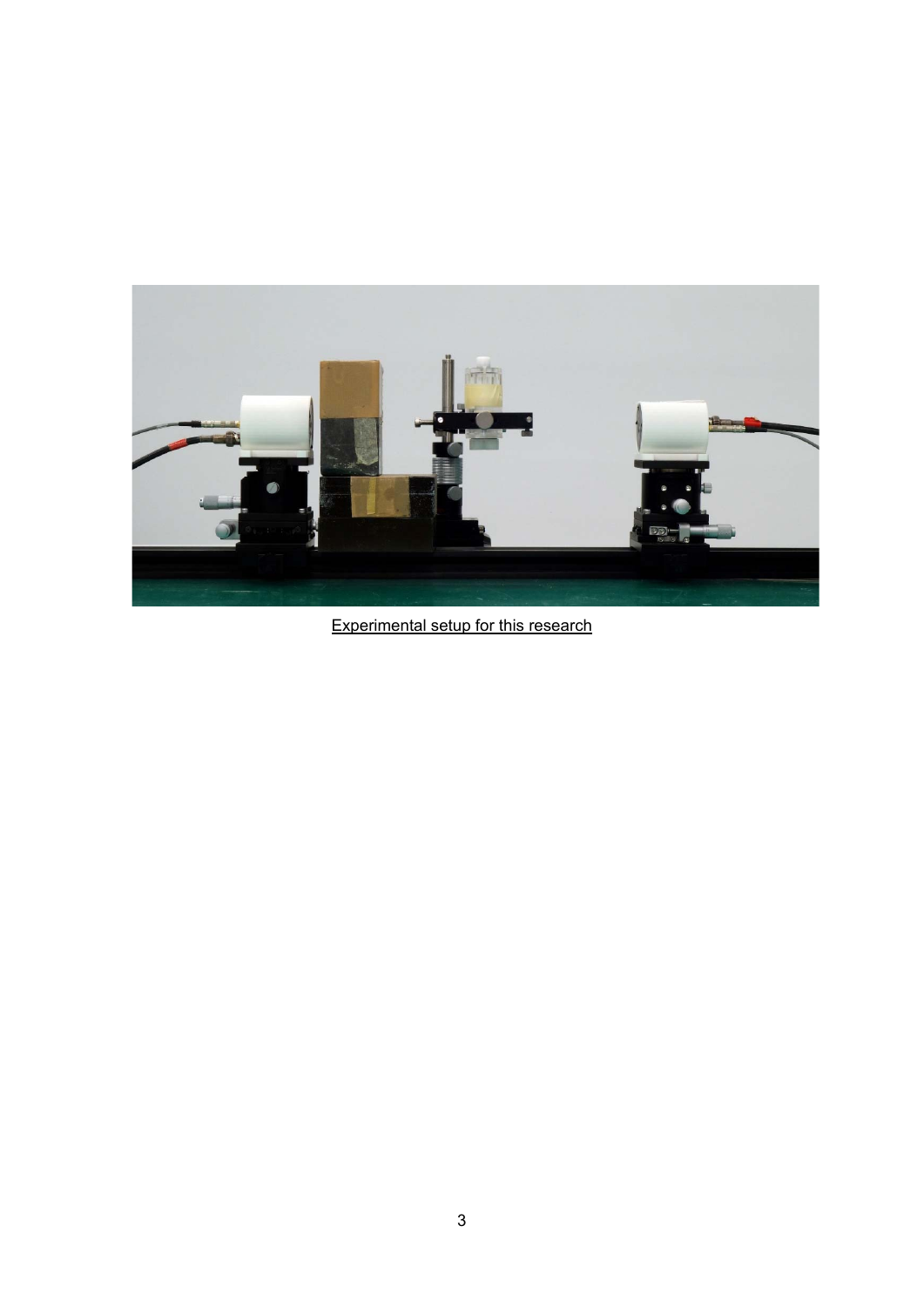Experimental setup for this research